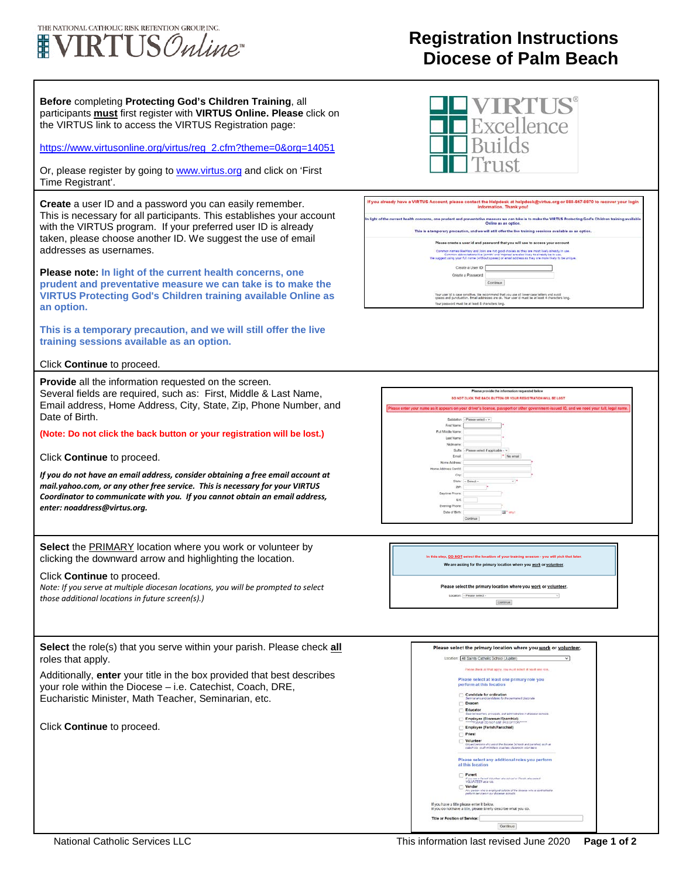THE NATIONAL CATHOLIC RISK RETENTION GROUP, INC.

VIRTUS *Online*™

# Registration Instructions
# Diocese of Palm Beach

**Before** completing **Protecting God's Children Training**, all participants **must** first register with **VIRTUS Online. Please** click on the VIRTUS link to access the VIRTUS Registration page:

https://www.virtusonline.org/virtus/reg_2.cfm?theme=0&org=14051

Or, please register by going to www.virtus.org and click on 'First Time Registrant'.

---

**Create** a user ID and a password you can easily remember. This is necessary for all participants. This establishes your account with the VIRTUS program. If your preferred user ID is already taken, please choose another ID. We suggest the use of email addresses as usernames.

**Please note: In light of the current health concerns, one prudent and preventative measure we can take is to make the VIRTUS Protecting God's Children training available Online as an option.**

**This is a temporary precaution, and we will still offer the live training sessions available as an option.**

Click **Continue** to proceed.

---

**Provide** all the information requested on the screen. Several fields are required, such as: First, Middle & Last Name, Email address, Home Address, City, State, Zip, Phone Number, and Date of Birth.

**(Note: Do not click the back button or your registration will be lost.)**

Click **Continue** to proceed.

***If you do not have an email address, consider obtaining a free email account at mail.yahoo.com, or any other free service. This is necessary for your VIRTUS Coordinator to communicate with you. If you cannot obtain an email address, enter: noaddress@virtus.org.***

---

**Select** the PRIMARY location where you work or volunteer by clicking the downward arrow and highlighting the location.

Click **Continue** to proceed.

*Note: If you serve at multiple diocesan locations, you will be prompted to select those additional locations in future screen(s).)*

---

**Select** the role(s) that you serve within your parish. Please check **all** roles that apply.

Additionally, **enter** your title in the box provided that best describes your role within the Diocese – i.e. Catechist, Coach, DRE, Eucharistic Minister, Math Teacher, Seminarian, etc.

Click **Continue** to proceed.

National Catholic Services LLC — This information last revised June 2020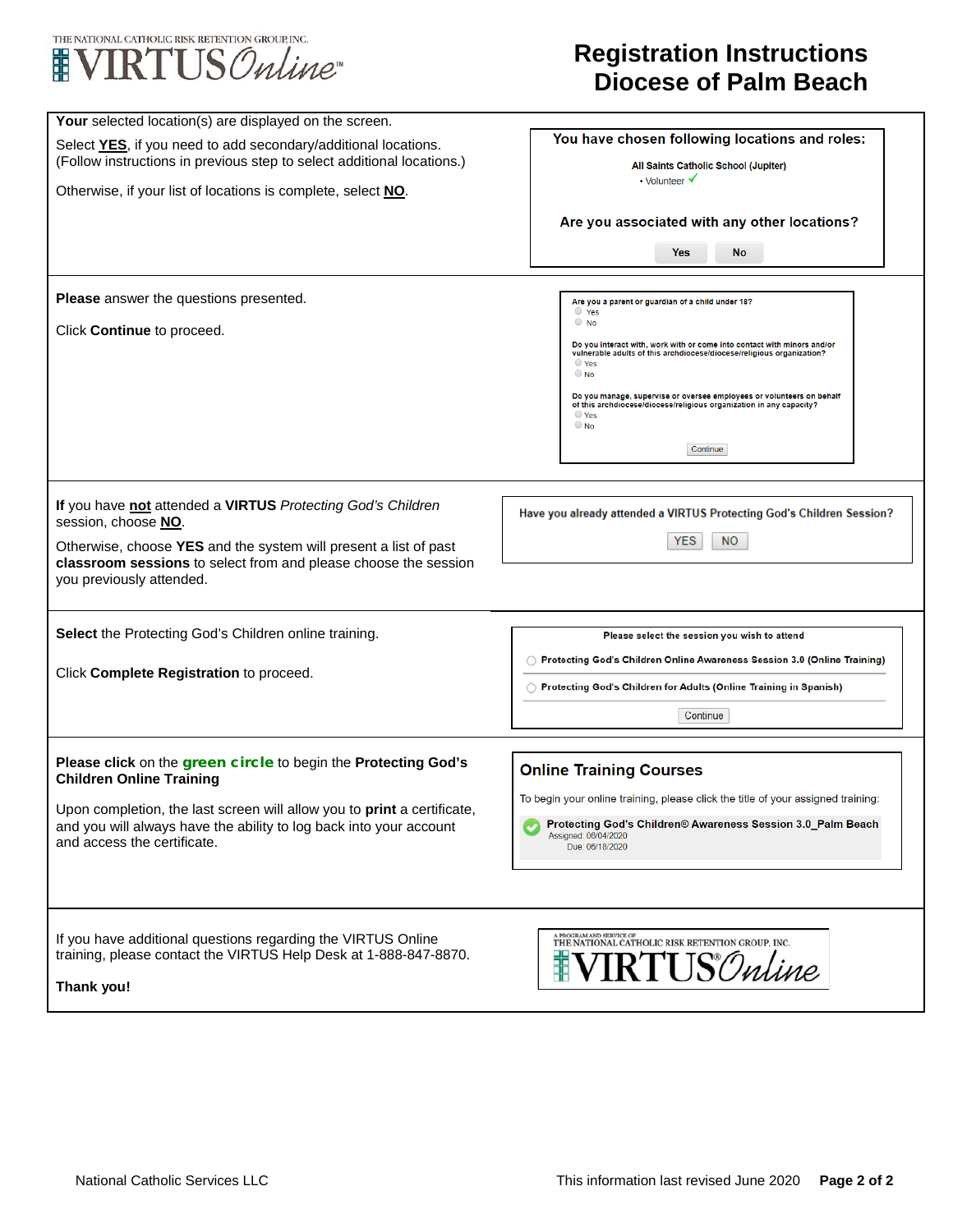# Registration Instructions Diocese of Palm Beach

**Your** selected location(s) are displayed on the screen.

Select **YES**, if you need to add secondary/additional locations. (Follow instructions in previous step to select additional locations.)

Otherwise, if your list of locations is complete, select **NO**.

> You have chosen following locations and roles:
>
> All Saints Catholic School (Jupiter)
> • Volunteer ✓
>
> Are you associated with any other locations?
>
> Yes | No

---

**Please** answer the questions presented.

Click **Continue** to proceed.

> Are you a parent or guardian of a child under 18?
> ○ Yes
> ○ No
>
> Do you interact with, work with or come into contact with minors and/or vulnerable adults of this archdiocese/diocese/religious organization?
> ○ Yes
> ○ No
>
> Do you manage, supervise or oversee employees or volunteers on behalf of this archdiocese/diocese/religious organization in any capacity?
> ○ Yes
> ○ No
>
> Continue

---

**If** you have **not** attended a **VIRTUS** *Protecting God's Children* session, choose **NO**.

Otherwise, choose **YES** and the system will present a list of past **classroom sessions** to select from and please choose the session you previously attended.

> Have you already attended a VIRTUS Protecting God's Children Session?
>
> YES | NO

---

**Select** the Protecting God's Children online training.

Click **Complete Registration** to proceed.

> Please select the session you wish to attend
>
> ○ Protecting God's Children Online Awareness Session 3.0 (Online Training)
>
> ○ Protecting God's Children for Adults (Online Training in Spanish)
>
> Continue

---

**Please click** on the **green circle** to begin the **Protecting God's Children Online Training**

Upon completion, the last screen will allow you to **print** a certificate, and you will always have the ability to log back into your account and access the certificate.

> **Online Training Courses**
>
> To begin your online training, please click the title of your assigned training:
>
> Protecting God's Children® Awareness Session 3.0_Palm Beach
> Assigned: 06/04/2020
> Due: 06/18/2020

---

If you have additional questions regarding the VIRTUS Online training, please contact the VIRTUS Help Desk at 1-888-847-8870.

**Thank you!**

National Catholic Services LLC

This information last revised June 2020